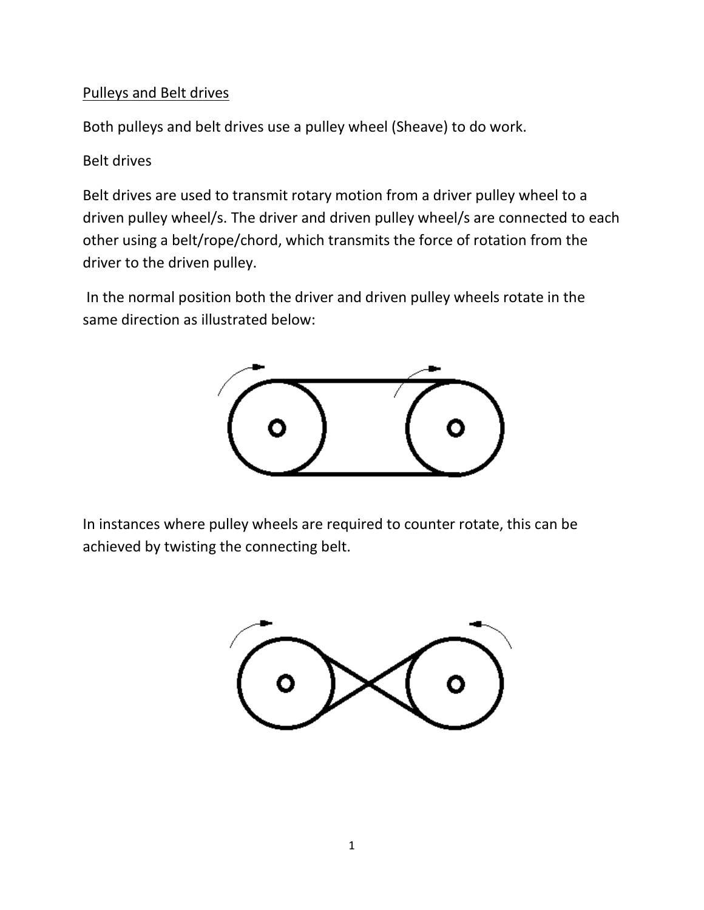<u>Pulleys and Belt drives</u>

Both pulleys and belt drives use a pulley wheel (Sheave) to do work.

Belt drives

Belt drives are used to transmit rotary motion from a driver pulley wheel to a driven pulley wheel/s. The driver and driven pulley wheel/s are connected to each other using a belt/rope/chord, which transmits the force of rotation from the driver to the driven pulley.

In the normal position both the driver and driven pulley wheels rotate in the same direction as illustrated below:

In instances where pulley wheels are required to counter rotate, this can be achieved by twisting the connecting belt.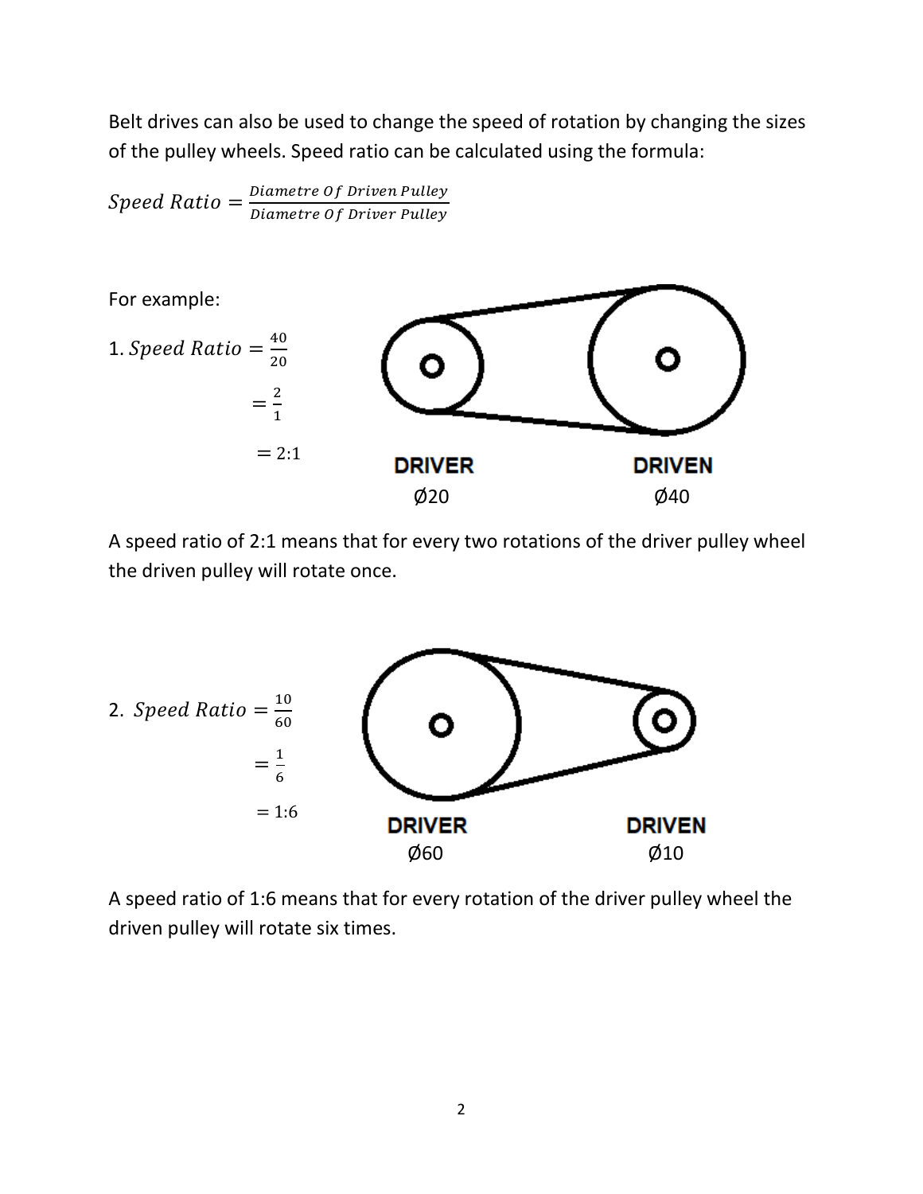Belt drives can also be used to change the speed of rotation by changing the sizes of the pulley wheels. Speed ratio can be calculated using the formula:

$$Speed\ Ratio = \frac{Diametre\ Of\ Driven\ Pulley}{Diametre\ Of\ Driver\ Pulley}$$

For example:

1. $Speed\ Ratio = \frac{40}{20}$

$= \frac{2}{1}$

$= 2{:}1$

DRIVER Ø20 DRIVEN Ø40

A speed ratio of 2:1 means that for every two rotations of the driver pulley wheel the driven pulley will rotate once.

2. $Speed\ Ratio = \frac{10}{60}$

$= \frac{1}{6}$

$= 1{:}6$

DRIVER Ø60 DRIVEN Ø10

A speed ratio of 1:6 means that for every rotation of the driver pulley wheel the driven pulley will rotate six times.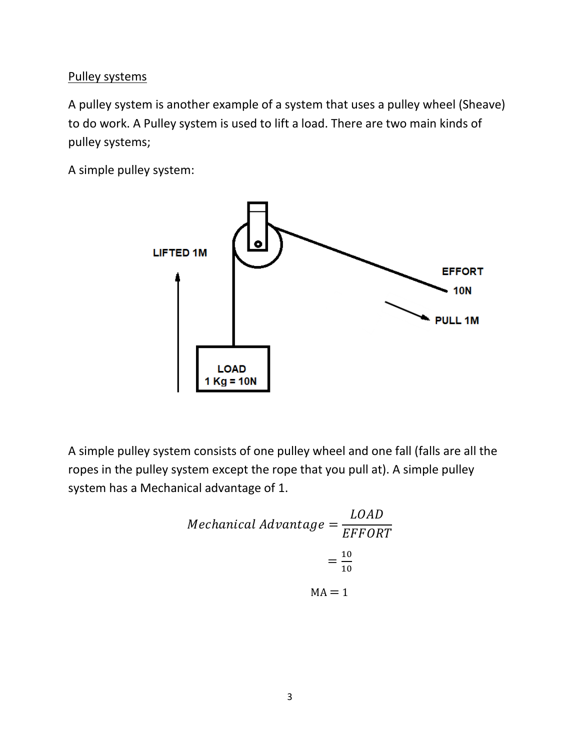<u>Pulley systems</u>

A pulley system is another example of a system that uses a pulley wheel (Sheave) to do work. A Pulley system is used to lift a load. There are two main kinds of pulley systems;

A simple pulley system:

A simple pulley system consists of one pulley wheel and one fall (falls are all the ropes in the pulley system except the rope that you pull at). A simple pulley system has a Mechanical advantage of 1.

$$Mechanical\ Advantage = \frac{LOAD}{EFFORT}$$

$$= \frac{10}{10}$$

$$\text{MA} = 1$$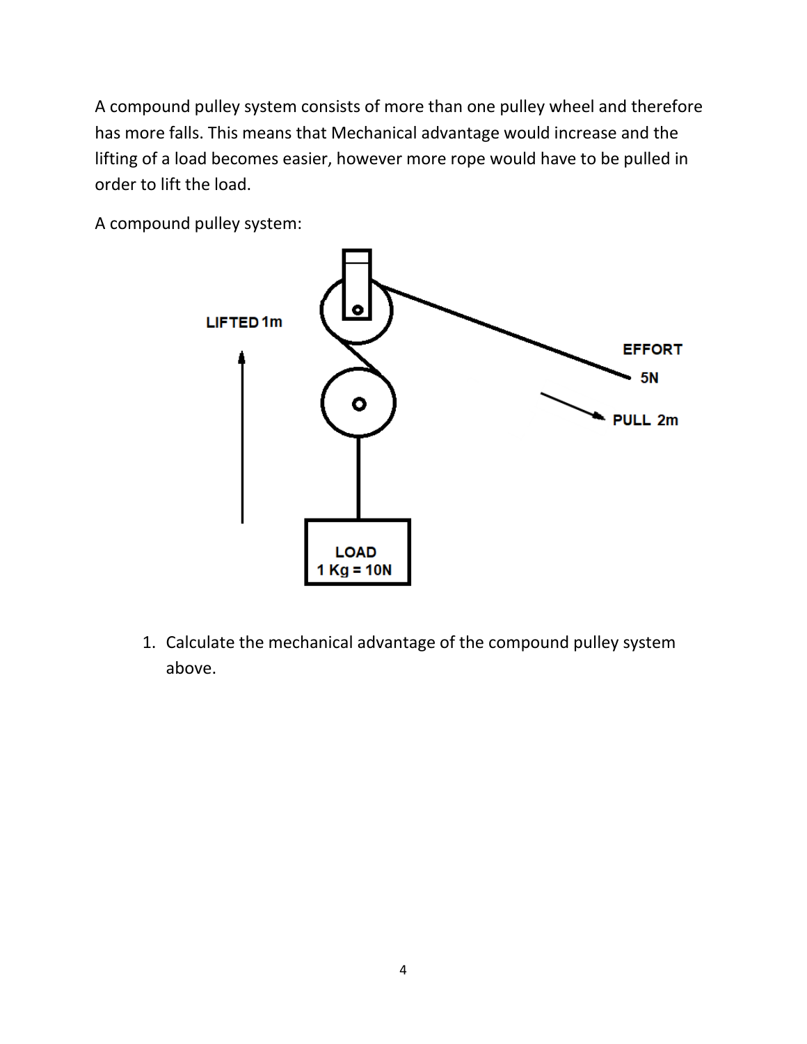A compound pulley system consists of more than one pulley wheel and therefore has more falls. This means that Mechanical advantage would increase and the lifting of a load becomes easier, however more rope would have to be pulled in order to lift the load.

A compound pulley system:

LIFTED 1m

EFFORT

5N

PULL 2m

LOAD

1 Kg = 10N

1. Calculate the mechanical advantage of the compound pulley system above.